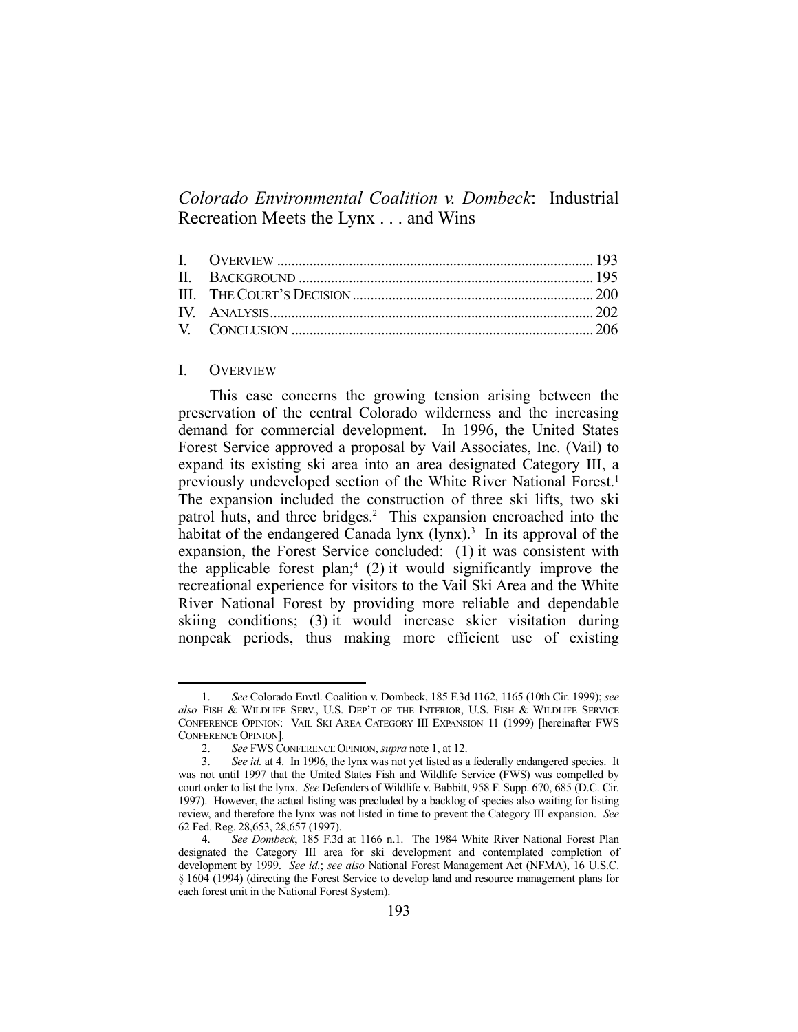# *Colorado Environmental Coalition v. Dombeck*: Industrial Recreation Meets the Lynx . . . and Wins

| | | |
|---|---|---|
| I. | OVERVIEW | 193 |
| II. | BACKGROUND | 195 |
| III. | THE COURT'S DECISION | 200 |
| IV. | ANALYSIS | 202 |
| V. | CONCLUSION | 206 |

## I. OVERVIEW

This case concerns the growing tension arising between the preservation of the central Colorado wilderness and the increasing demand for commercial development. In 1996, the United States Forest Service approved a proposal by Vail Associates, Inc. (Vail) to expand its existing ski area into an area designated Category III, a previously undeveloped section of the White River National Forest.[1] The expansion included the construction of three ski lifts, two ski patrol huts, and three bridges.[2] This expansion encroached into the habitat of the endangered Canada lynx (lynx).[3] In its approval of the expansion, the Forest Service concluded: (1) it was consistent with the applicable forest plan;[4] (2) it would significantly improve the recreational experience for visitors to the Vail Ski Area and the White River National Forest by providing more reliable and dependable skiing conditions; (3) it would increase skier visitation during nonpeak periods, thus making more efficient use of existing

---

1. *See* Colorado Envtl. Coalition v. Dombeck, 185 F.3d 1162, 1165 (10th Cir. 1999); *see also* FISH & WILDLIFE SERV., U.S. DEP'T OF THE INTERIOR, U.S. FISH & WILDLIFE SERVICE CONFERENCE OPINION: VAIL SKI AREA CATEGORY III EXPANSION 11 (1999) [hereinafter FWS CONFERENCE OPINION].

2. *See* FWS CONFERENCE OPINION, *supra* note 1, at 12.

3. *See id.* at 4. In 1996, the lynx was not yet listed as a federally endangered species. It was not until 1997 that the United States Fish and Wildlife Service (FWS) was compelled by court order to list the lynx. *See* Defenders of Wildlife v. Babbitt, 958 F. Supp. 670, 685 (D.C. Cir. 1997). However, the actual listing was precluded by a backlog of species also waiting for listing review, and therefore the lynx was not listed in time to prevent the Category III expansion. *See* 62 Fed. Reg. 28,653, 28,657 (1997).

4. *See Dombeck*, 185 F.3d at 1166 n.1. The 1984 White River National Forest Plan designated the Category III area for ski development and contemplated completion of development by 1999. *See id.*; *see also* National Forest Management Act (NFMA), 16 U.S.C. § 1604 (1994) (directing the Forest Service to develop land and resource management plans for each forest unit in the National Forest System).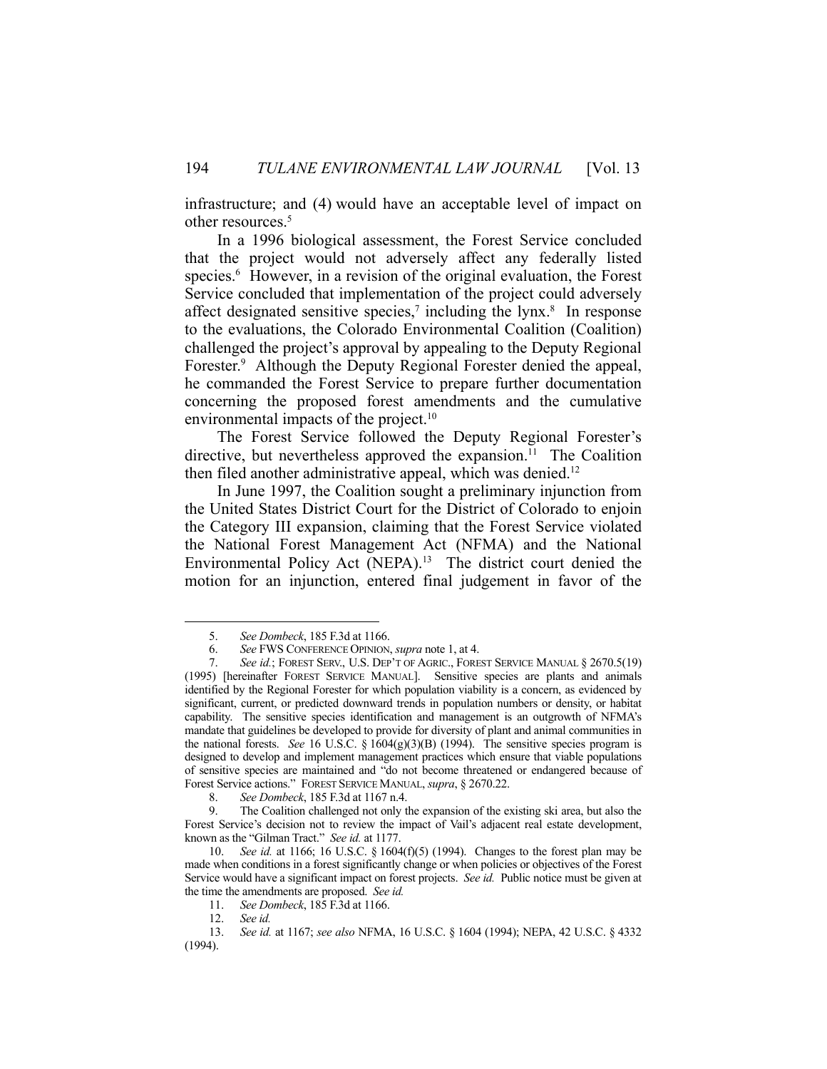infrastructure; and (4) would have an acceptable level of impact on other resources.[5]

In a 1996 biological assessment, the Forest Service concluded that the project would not adversely affect any federally listed species.[6] However, in a revision of the original evaluation, the Forest Service concluded that implementation of the project could adversely affect designated sensitive species,[7] including the lynx.[8] In response to the evaluations, the Colorado Environmental Coalition (Coalition) challenged the project's approval by appealing to the Deputy Regional Forester.[9] Although the Deputy Regional Forester denied the appeal, he commanded the Forest Service to prepare further documentation concerning the proposed forest amendments and the cumulative environmental impacts of the project.[10]

The Forest Service followed the Deputy Regional Forester's directive, but nevertheless approved the expansion.[11] The Coalition then filed another administrative appeal, which was denied.[12]

In June 1997, the Coalition sought a preliminary injunction from the United States District Court for the District of Colorado to enjoin the Category III expansion, claiming that the Forest Service violated the National Forest Management Act (NFMA) and the National Environmental Policy Act (NEPA).[13] The district court denied the motion for an injunction, entered final judgement in favor of the

---

5. *See Dombeck*, 185 F.3d at 1166.

6. *See* FWS CONFERENCE OPINION, *supra* note 1, at 4.

7. *See id.*; FOREST SERV., U.S. DEP'T OF AGRIC., FOREST SERVICE MANUAL § 2670.5(19) (1995) [hereinafter FOREST SERVICE MANUAL]. Sensitive species are plants and animals identified by the Regional Forester for which population viability is a concern, as evidenced by significant, current, or predicted downward trends in population numbers or density, or habitat capability. The sensitive species identification and management is an outgrowth of NFMA's mandate that guidelines be developed to provide for diversity of plant and animal communities in the national forests. *See* 16 U.S.C. § 1604(g)(3)(B) (1994). The sensitive species program is designed to develop and implement management practices which ensure that viable populations of sensitive species are maintained and "do not become threatened or endangered because of Forest Service actions." FOREST SERVICE MANUAL, *supra*, § 2670.22.

8. *See Dombeck*, 185 F.3d at 1167 n.4.

9. The Coalition challenged not only the expansion of the existing ski area, but also the Forest Service's decision not to review the impact of Vail's adjacent real estate development, known as the "Gilman Tract." *See id.* at 1177.

10. *See id.* at 1166; 16 U.S.C. § 1604(f)(5) (1994). Changes to the forest plan may be made when conditions in a forest significantly change or when policies or objectives of the Forest Service would have a significant impact on forest projects. *See id.* Public notice must be given at the time the amendments are proposed. *See id.*

11. *See Dombeck*, 185 F.3d at 1166.

12. *See id.*

13. *See id.* at 1167; *see also* NFMA, 16 U.S.C. § 1604 (1994); NEPA, 42 U.S.C. § 4332 (1994).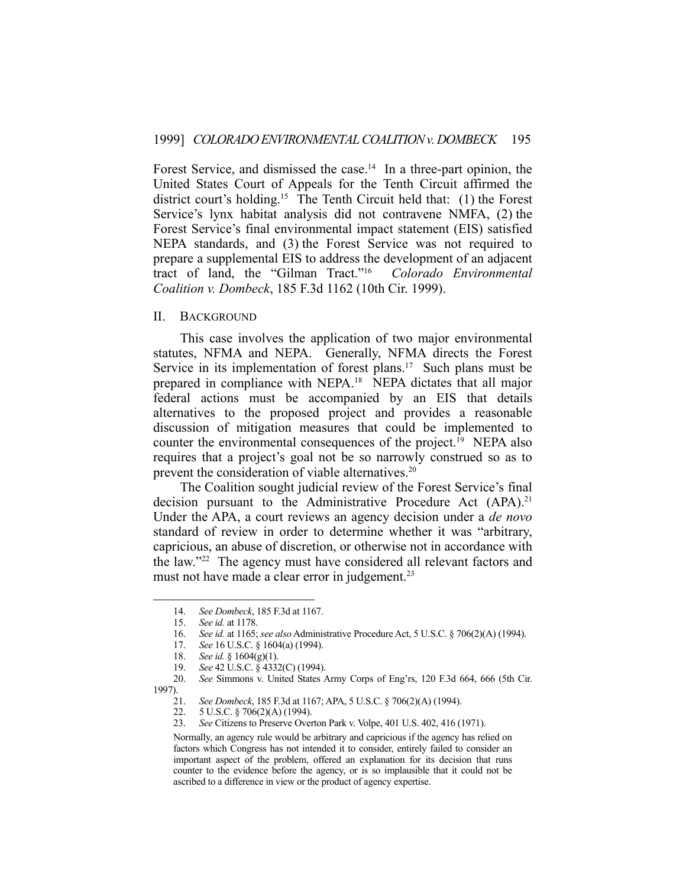Forest Service, and dismissed the case.[14] In a three-part opinion, the United States Court of Appeals for the Tenth Circuit affirmed the district court's holding.[15] The Tenth Circuit held that: (1) the Forest Service's lynx habitat analysis did not contravene NMFA, (2) the Forest Service's final environmental impact statement (EIS) satisfied NEPA standards, and (3) the Forest Service was not required to prepare a supplemental EIS to address the development of an adjacent tract of land, the "Gilman Tract."[16] *Colorado Environmental Coalition v. Dombeck*, 185 F.3d 1162 (10th Cir. 1999).

## II. Background

This case involves the application of two major environmental statutes, NFMA and NEPA. Generally, NFMA directs the Forest Service in its implementation of forest plans.[17] Such plans must be prepared in compliance with NEPA.[18] NEPA dictates that all major federal actions must be accompanied by an EIS that details alternatives to the proposed project and provides a reasonable discussion of mitigation measures that could be implemented to counter the environmental consequences of the project.[19] NEPA also requires that a project's goal not be so narrowly construed so as to prevent the consideration of viable alternatives.[20]

The Coalition sought judicial review of the Forest Service's final decision pursuant to the Administrative Procedure Act (APA).[21] Under the APA, a court reviews an agency decision under a *de novo* standard of review in order to determine whether it was "arbitrary, capricious, an abuse of discretion, or otherwise not in accordance with the law."[22] The agency must have considered all relevant factors and must not have made a clear error in judgement.[23]

---

14. *See Dombeck*, 185 F.3d at 1167.
15. *See id.* at 1178.
16. *See id.* at 1165; *see also* Administrative Procedure Act, 5 U.S.C. § 706(2)(A) (1994).
17. *See* 16 U.S.C. § 1604(a) (1994).
18. *See id.* § 1604(g)(1).
19. *See* 42 U.S.C. § 4332(C) (1994).
20. *See* Simmons v. United States Army Corps of Eng'rs, 120 F.3d 664, 666 (5th Cir. 1997).
21. *See Dombeck*, 185 F.3d at 1167; APA, 5 U.S.C. § 706(2)(A) (1994).
22. 5 U.S.C. § 706(2)(A) (1994).
23. *See* Citizens to Preserve Overton Park v. Volpe, 401 U.S. 402, 416 (1971).

> Normally, an agency rule would be arbitrary and capricious if the agency has relied on factors which Congress has not intended it to consider, entirely failed to consider an important aspect of the problem, offered an explanation for its decision that runs counter to the evidence before the agency, or is so implausible that it could not be ascribed to a difference in view or the product of agency expertise.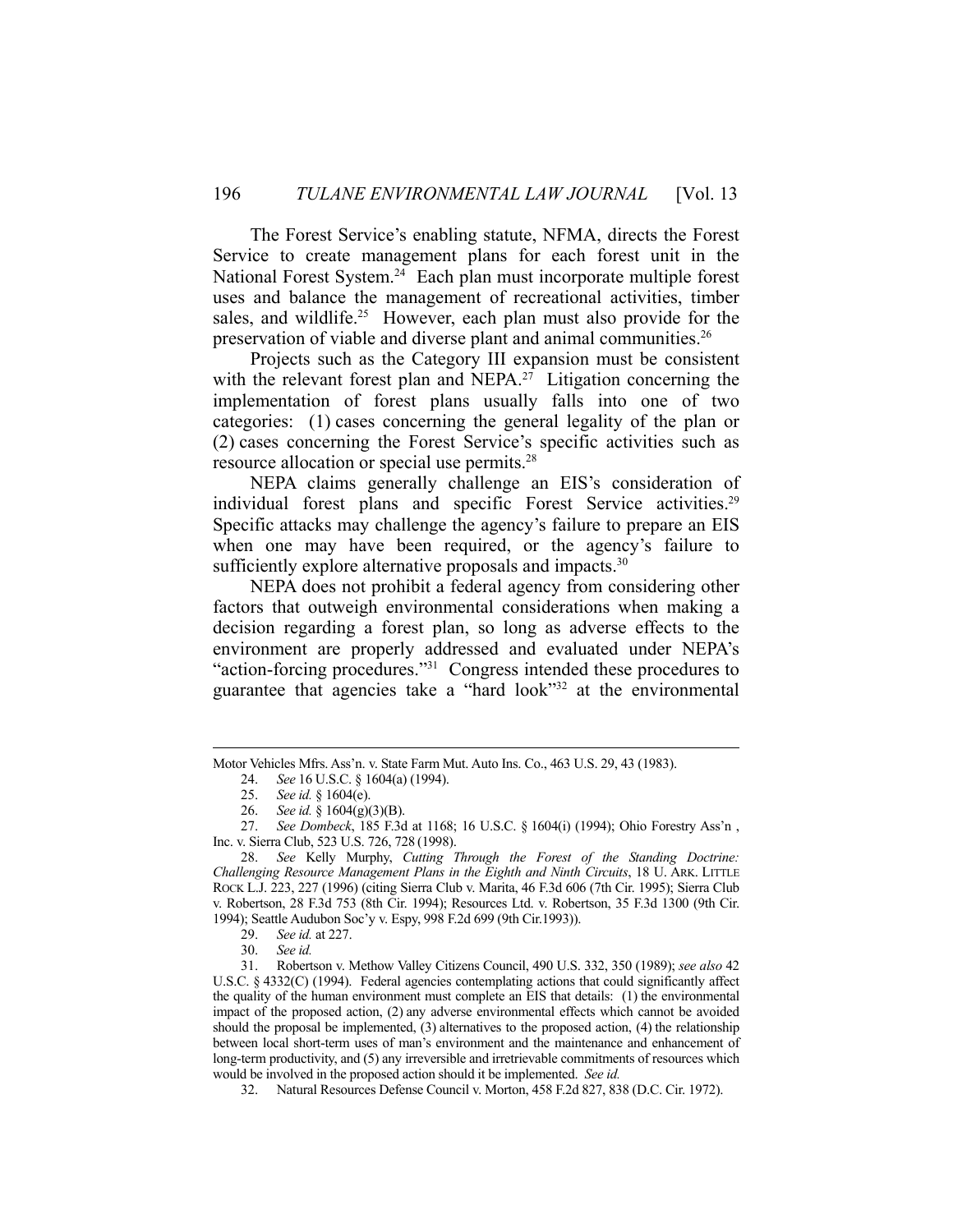The Forest Service's enabling statute, NFMA, directs the Forest Service to create management plans for each forest unit in the National Forest System.[24] Each plan must incorporate multiple forest uses and balance the management of recreational activities, timber sales, and wildlife.[25] However, each plan must also provide for the preservation of viable and diverse plant and animal communities.[26]

Projects such as the Category III expansion must be consistent with the relevant forest plan and NEPA.[27] Litigation concerning the implementation of forest plans usually falls into one of two categories: (1) cases concerning the general legality of the plan or (2) cases concerning the Forest Service's specific activities such as resource allocation or special use permits.[28]

NEPA claims generally challenge an EIS's consideration of individual forest plans and specific Forest Service activities.[29] Specific attacks may challenge the agency's failure to prepare an EIS when one may have been required, or the agency's failure to sufficiently explore alternative proposals and impacts.[30]

NEPA does not prohibit a federal agency from considering other factors that outweigh environmental considerations when making a decision regarding a forest plan, so long as adverse effects to the environment are properly addressed and evaluated under NEPA's "action-forcing procedures."[31] Congress intended these procedures to guarantee that agencies take a "hard look"[32] at the environmental

---

Motor Vehicles Mfrs. Ass'n. v. State Farm Mut. Auto Ins. Co., 463 U.S. 29, 43 (1983).

24. *See* 16 U.S.C. § 1604(a) (1994).

25. *See id.* § 1604(e).

26. *See id.* § 1604(g)(3)(B).

27. *See Dombeck*, 185 F.3d at 1168; 16 U.S.C. § 1604(i) (1994); Ohio Forestry Ass'n , Inc. v. Sierra Club, 523 U.S. 726, 728 (1998).

28. *See* Kelly Murphy, *Cutting Through the Forest of the Standing Doctrine: Challenging Resource Management Plans in the Eighth and Ninth Circuits*, 18 U. ARK. LITTLE ROCK L.J. 223, 227 (1996) (citing Sierra Club v. Marita, 46 F.3d 606 (7th Cir. 1995); Sierra Club v. Robertson, 28 F.3d 753 (8th Cir. 1994); Resources Ltd. v. Robertson, 35 F.3d 1300 (9th Cir. 1994); Seattle Audubon Soc'y v. Espy, 998 F.2d 699 (9th Cir.1993)).

29. *See id.* at 227.

30. *See id.*

31. Robertson v. Methow Valley Citizens Council, 490 U.S. 332, 350 (1989); *see also* 42 U.S.C. § 4332(C) (1994). Federal agencies contemplating actions that could significantly affect the quality of the human environment must complete an EIS that details: (1) the environmental impact of the proposed action, (2) any adverse environmental effects which cannot be avoided should the proposal be implemented, (3) alternatives to the proposed action, (4) the relationship between local short-term uses of man's environment and the maintenance and enhancement of long-term productivity, and (5) any irreversible and irretrievable commitments of resources which would be involved in the proposed action should it be implemented. *See id.*

32. Natural Resources Defense Council v. Morton, 458 F.2d 827, 838 (D.C. Cir. 1972).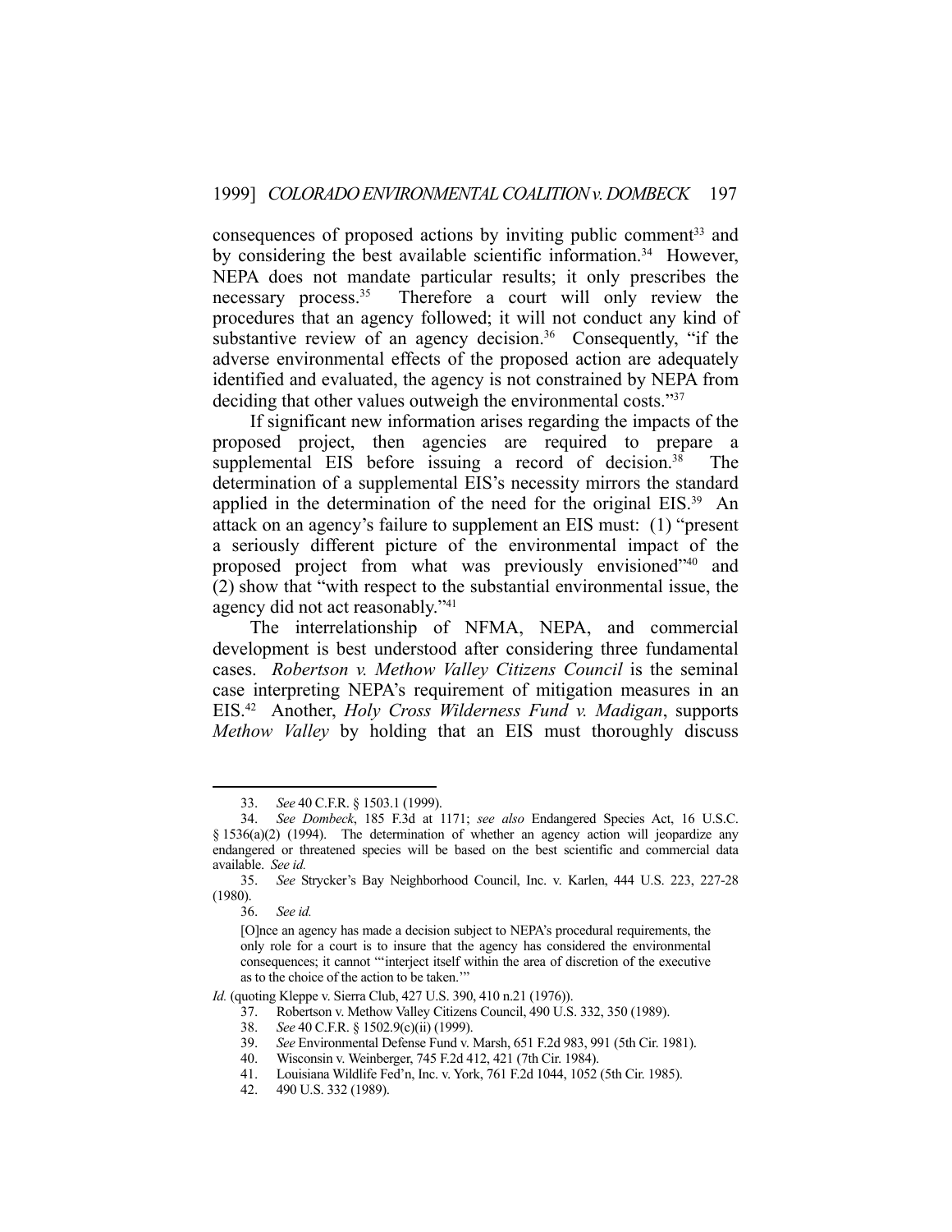consequences of proposed actions by inviting public comment[33] and by considering the best available scientific information.[34] However, NEPA does not mandate particular results; it only prescribes the necessary process.[35] Therefore a court will only review the procedures that an agency followed; it will not conduct any kind of substantive review of an agency decision.[36] Consequently, "if the adverse environmental effects of the proposed action are adequately identified and evaluated, the agency is not constrained by NEPA from deciding that other values outweigh the environmental costs."[37]

If significant new information arises regarding the impacts of the proposed project, then agencies are required to prepare a supplemental EIS before issuing a record of decision.[38] The determination of a supplemental EIS's necessity mirrors the standard applied in the determination of the need for the original EIS.[39] An attack on an agency's failure to supplement an EIS must: (1) "present a seriously different picture of the environmental impact of the proposed project from what was previously envisioned"[40] and (2) show that "with respect to the substantial environmental issue, the agency did not act reasonably."[41]

The interrelationship of NFMA, NEPA, and commercial development is best understood after considering three fundamental cases. *Robertson v. Methow Valley Citizens Council* is the seminal case interpreting NEPA's requirement of mitigation measures in an EIS.[42] Another, *Holy Cross Wilderness Fund v. Madigan*, supports *Methow Valley* by holding that an EIS must thoroughly discuss

---

33. *See* 40 C.F.R. § 1503.1 (1999).

34. *See Dombeck*, 185 F.3d at 1171; *see also* Endangered Species Act, 16 U.S.C. § 1536(a)(2) (1994). The determination of whether an agency action will jeopardize any endangered or threatened species will be based on the best scientific and commercial data available. *See id.*

35. *See* Strycker's Bay Neighborhood Council, Inc. v. Karlen, 444 U.S. 223, 227-28 (1980).

36. *See id.*

> [O]nce an agency has made a decision subject to NEPA's procedural requirements, the only role for a court is to insure that the agency has considered the environmental consequences; it cannot "'interject itself within the area of discretion of the executive as to the choice of the action to be taken.'"

*Id.* (quoting Kleppe v. Sierra Club, 427 U.S. 390, 410 n.21 (1976)).

37. Robertson v. Methow Valley Citizens Council, 490 U.S. 332, 350 (1989).

38. *See* 40 C.F.R. § 1502.9(c)(ii) (1999).

39. *See* Environmental Defense Fund v. Marsh, 651 F.2d 983, 991 (5th Cir. 1981).

40. Wisconsin v. Weinberger, 745 F.2d 412, 421 (7th Cir. 1984).

41. Louisiana Wildlife Fed'n, Inc. v. York, 761 F.2d 1044, 1052 (5th Cir. 1985).

42. 490 U.S. 332 (1989).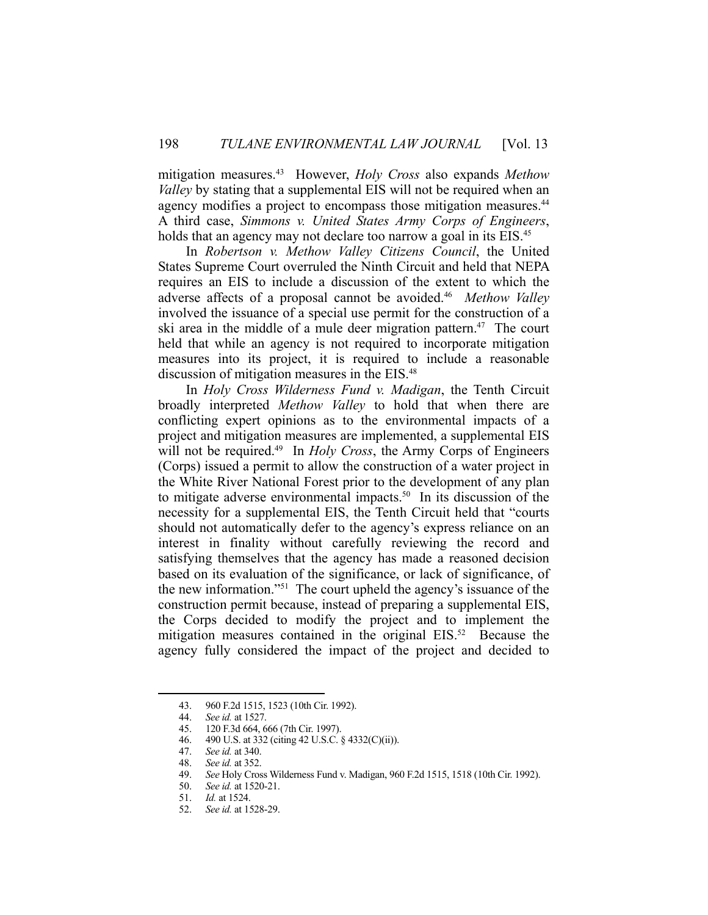mitigation measures.[43] However, *Holy Cross* also expands *Methow Valley* by stating that a supplemental EIS will not be required when an agency modifies a project to encompass those mitigation measures.[44] A third case, *Simmons v. United States Army Corps of Engineers*, holds that an agency may not declare too narrow a goal in its EIS.[45]

In *Robertson v. Methow Valley Citizens Council*, the United States Supreme Court overruled the Ninth Circuit and held that NEPA requires an EIS to include a discussion of the extent to which the adverse affects of a proposal cannot be avoided.[46] *Methow Valley* involved the issuance of a special use permit for the construction of a ski area in the middle of a mule deer migration pattern.[47] The court held that while an agency is not required to incorporate mitigation measures into its project, it is required to include a reasonable discussion of mitigation measures in the EIS.[48]

In *Holy Cross Wilderness Fund v. Madigan*, the Tenth Circuit broadly interpreted *Methow Valley* to hold that when there are conflicting expert opinions as to the environmental impacts of a project and mitigation measures are implemented, a supplemental EIS will not be required.[49] In *Holy Cross*, the Army Corps of Engineers (Corps) issued a permit to allow the construction of a water project in the White River National Forest prior to the development of any plan to mitigate adverse environmental impacts.[50] In its discussion of the necessity for a supplemental EIS, the Tenth Circuit held that "courts should not automatically defer to the agency's express reliance on an interest in finality without carefully reviewing the record and satisfying themselves that the agency has made a reasoned decision based on its evaluation of the significance, or lack of significance, of the new information."[51] The court upheld the agency's issuance of the construction permit because, instead of preparing a supplemental EIS, the Corps decided to modify the project and to implement the mitigation measures contained in the original EIS.[52] Because the agency fully considered the impact of the project and decided to

43. 960 F.2d 1515, 1523 (10th Cir. 1992).
44. *See id.* at 1527.
45. 120 F.3d 664, 666 (7th Cir. 1997).
46. 490 U.S. at 332 (citing 42 U.S.C. § 4332(C)(ii)).
47. *See id.* at 340.
48. *See id.* at 352.
49. *See* Holy Cross Wilderness Fund v. Madigan, 960 F.2d 1515, 1518 (10th Cir. 1992).
50. *See id.* at 1520-21.
51. *Id.* at 1524.
52. *See id.* at 1528-29.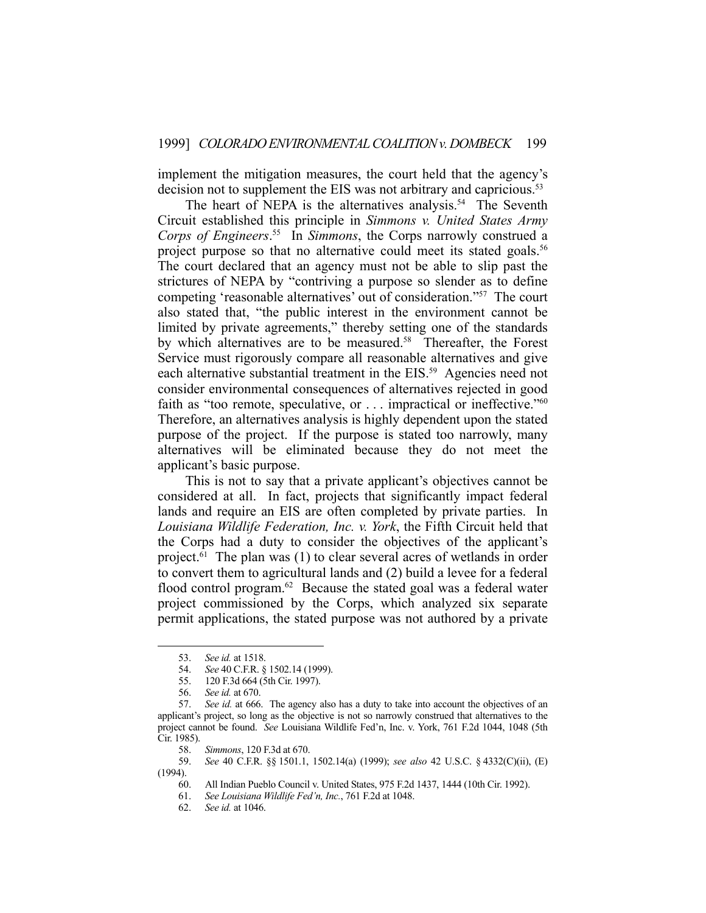implement the mitigation measures, the court held that the agency's decision not to supplement the EIS was not arbitrary and capricious.[53]

The heart of NEPA is the alternatives analysis.[54] The Seventh Circuit established this principle in *Simmons v. United States Army Corps of Engineers*.[55] In *Simmons*, the Corps narrowly construed a project purpose so that no alternative could meet its stated goals.[56] The court declared that an agency must not be able to slip past the strictures of NEPA by "contriving a purpose so slender as to define competing 'reasonable alternatives' out of consideration."[57] The court also stated that, "the public interest in the environment cannot be limited by private agreements," thereby setting one of the standards by which alternatives are to be measured.[58] Thereafter, the Forest Service must rigorously compare all reasonable alternatives and give each alternative substantial treatment in the EIS.[59] Agencies need not consider environmental consequences of alternatives rejected in good faith as "too remote, speculative, or . . . impractical or ineffective."[60] Therefore, an alternatives analysis is highly dependent upon the stated purpose of the project. If the purpose is stated too narrowly, many alternatives will be eliminated because they do not meet the applicant's basic purpose.

This is not to say that a private applicant's objectives cannot be considered at all. In fact, projects that significantly impact federal lands and require an EIS are often completed by private parties. In *Louisiana Wildlife Federation, Inc. v. York*, the Fifth Circuit held that the Corps had a duty to consider the objectives of the applicant's project.[61] The plan was (1) to clear several acres of wetlands in order to convert them to agricultural lands and (2) build a levee for a federal flood control program.[62] Because the stated goal was a federal water project commissioned by the Corps, which analyzed six separate permit applications, the stated purpose was not authored by a private

---

53. *See id.* at 1518.

54. *See* 40 C.F.R. § 1502.14 (1999).

55. 120 F.3d 664 (5th Cir. 1997).

56. *See id.* at 670.

57. *See id.* at 666. The agency also has a duty to take into account the objectives of an applicant's project, so long as the objective is not so narrowly construed that alternatives to the project cannot be found. *See* Louisiana Wildlife Fed'n, Inc. v. York, 761 F.2d 1044, 1048 (5th Cir. 1985).

58. *Simmons*, 120 F.3d at 670.

59. *See* 40 C.F.R. §§ 1501.1, 1502.14(a) (1999); *see also* 42 U.S.C. § 4332(C)(ii), (E) (1994).

60. All Indian Pueblo Council v. United States, 975 F.2d 1437, 1444 (10th Cir. 1992).

61. *See Louisiana Wildlife Fed'n, Inc.*, 761 F.2d at 1048.

62. *See id.* at 1046.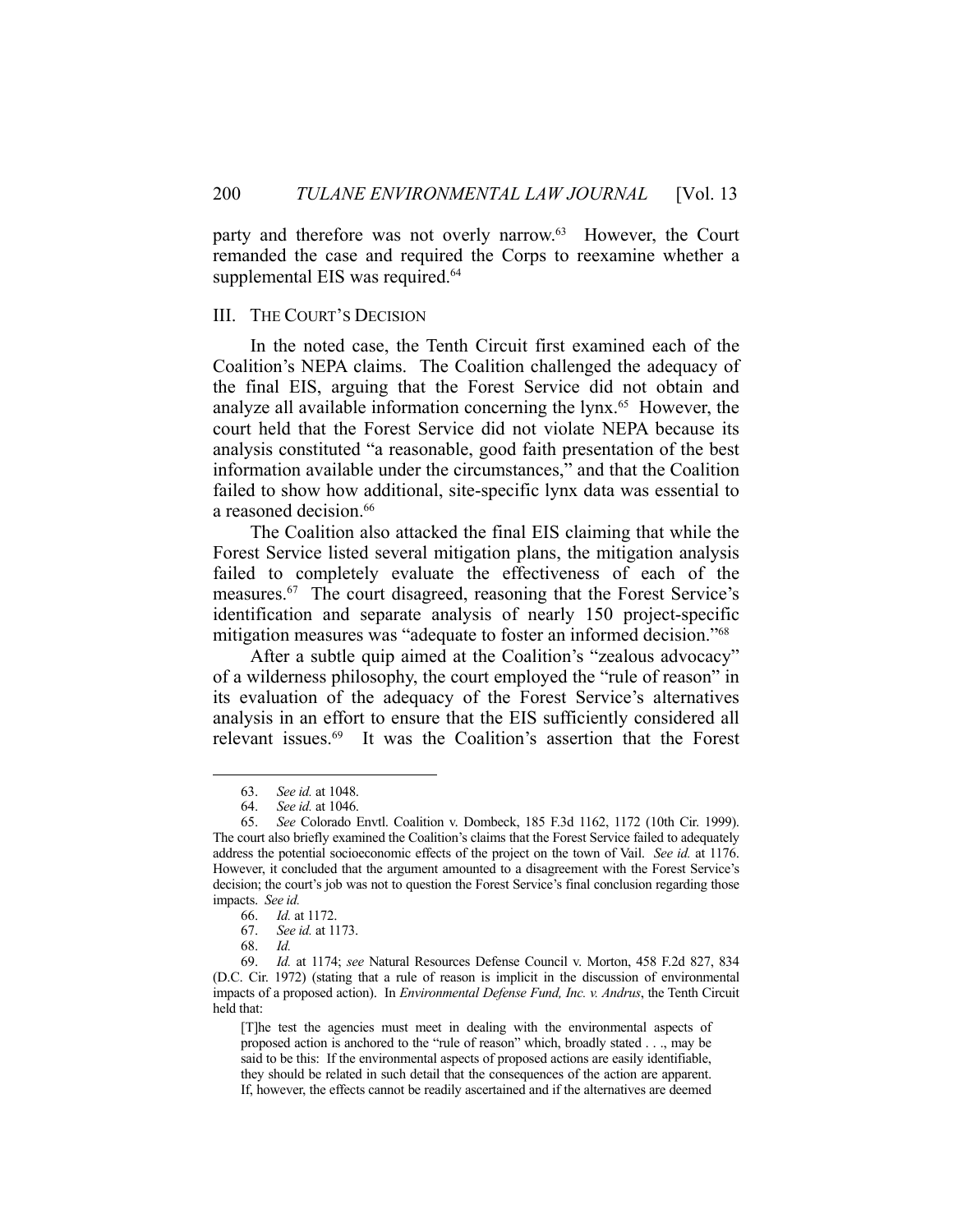party and therefore was not overly narrow.[63] However, the Court remanded the case and required the Corps to reexamine whether a supplemental EIS was required.[64]

## III. The Court's Decision

In the noted case, the Tenth Circuit first examined each of the Coalition's NEPA claims. The Coalition challenged the adequacy of the final EIS, arguing that the Forest Service did not obtain and analyze all available information concerning the lynx.[65] However, the court held that the Forest Service did not violate NEPA because its analysis constituted "a reasonable, good faith presentation of the best information available under the circumstances," and that the Coalition failed to show how additional, site-specific lynx data was essential to a reasoned decision.[66]

The Coalition also attacked the final EIS claiming that while the Forest Service listed several mitigation plans, the mitigation analysis failed to completely evaluate the effectiveness of each of the measures.[67] The court disagreed, reasoning that the Forest Service's identification and separate analysis of nearly 150 project-specific mitigation measures was "adequate to foster an informed decision."[68]

After a subtle quip aimed at the Coalition's "zealous advocacy" of a wilderness philosophy, the court employed the "rule of reason" in its evaluation of the adequacy of the Forest Service's alternatives analysis in an effort to ensure that the EIS sufficiently considered all relevant issues.[69] It was the Coalition's assertion that the Forest

---

63. *See id.* at 1048.

64. *See id.* at 1046.

65. *See* Colorado Envtl. Coalition v. Dombeck, 185 F.3d 1162, 1172 (10th Cir. 1999). The court also briefly examined the Coalition's claims that the Forest Service failed to adequately address the potential socioeconomic effects of the project on the town of Vail. *See id.* at 1176. However, it concluded that the argument amounted to a disagreement with the Forest Service's decision; the court's job was not to question the Forest Service's final conclusion regarding those impacts. *See id.*

66. *Id.* at 1172.

67. *See id.* at 1173.

68. *Id.*

69. *Id.* at 1174; *see* Natural Resources Defense Council v. Morton, 458 F.2d 827, 834 (D.C. Cir. 1972) (stating that a rule of reason is implicit in the discussion of environmental impacts of a proposed action). In *Environmental Defense Fund, Inc. v. Andrus*, the Tenth Circuit held that:

> [T]he test the agencies must meet in dealing with the environmental aspects of proposed action is anchored to the "rule of reason" which, broadly stated . . ., may be said to be this: If the environmental aspects of proposed actions are easily identifiable, they should be related in such detail that the consequences of the action are apparent. If, however, the effects cannot be readily ascertained and if the alternatives are deemed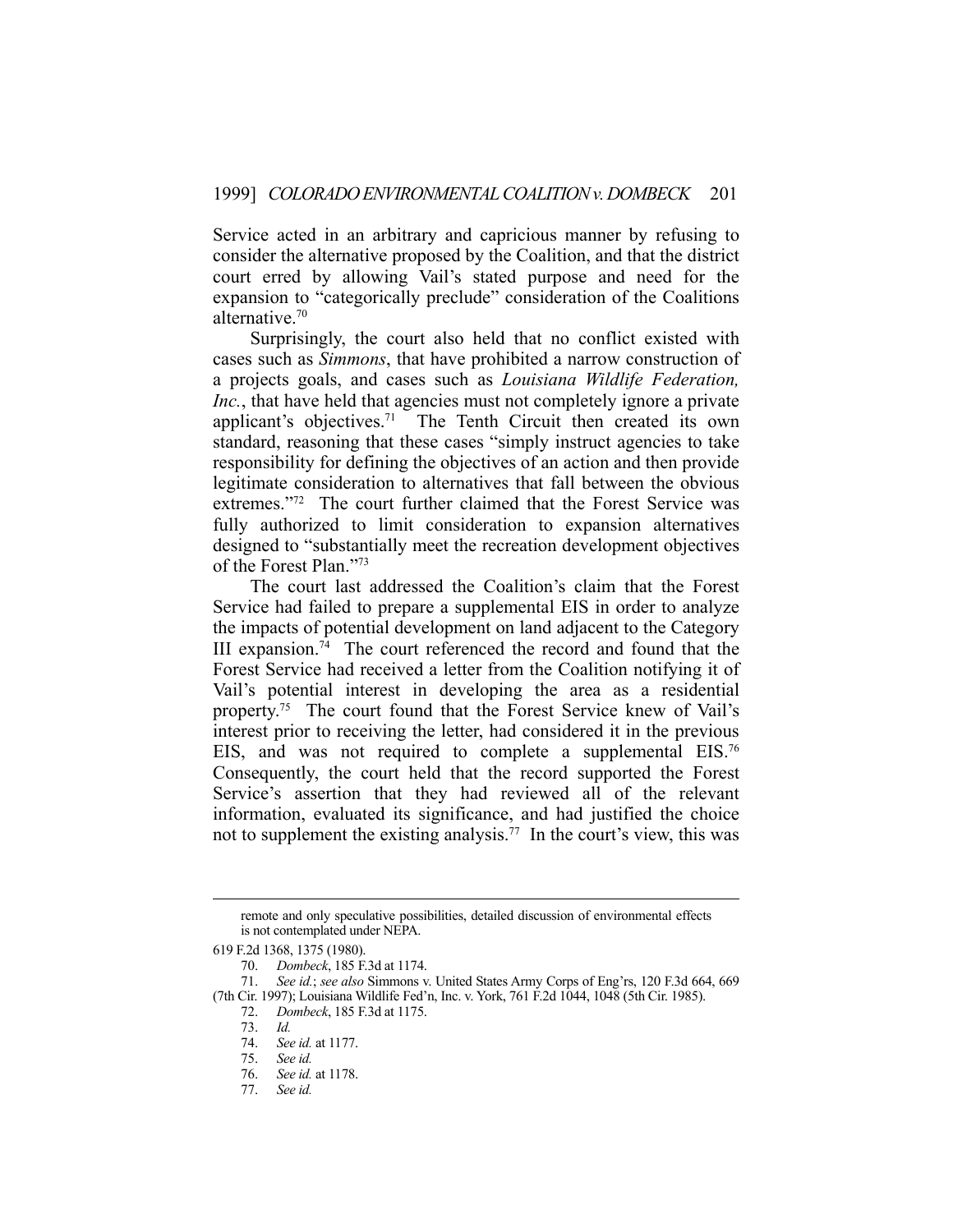Service acted in an arbitrary and capricious manner by refusing to consider the alternative proposed by the Coalition, and that the district court erred by allowing Vail's stated purpose and need for the expansion to "categorically preclude" consideration of the Coalitions alternative.[70]

Surprisingly, the court also held that no conflict existed with cases such as *Simmons*, that have prohibited a narrow construction of a projects goals, and cases such as *Louisiana Wildlife Federation, Inc.*, that have held that agencies must not completely ignore a private applicant's objectives.[71] The Tenth Circuit then created its own standard, reasoning that these cases "simply instruct agencies to take responsibility for defining the objectives of an action and then provide legitimate consideration to alternatives that fall between the obvious extremes."[72] The court further claimed that the Forest Service was fully authorized to limit consideration to expansion alternatives designed to "substantially meet the recreation development objectives of the Forest Plan."[73]

The court last addressed the Coalition's claim that the Forest Service had failed to prepare a supplemental EIS in order to analyze the impacts of potential development on land adjacent to the Category III expansion.[74] The court referenced the record and found that the Forest Service had received a letter from the Coalition notifying it of Vail's potential interest in developing the area as a residential property.[75] The court found that the Forest Service knew of Vail's interest prior to receiving the letter, had considered it in the previous EIS, and was not required to complete a supplemental EIS.[76] Consequently, the court held that the record supported the Forest Service's assertion that they had reviewed all of the relevant information, evaluated its significance, and had justified the choice not to supplement the existing analysis.[77] In the court's view, this was

---

remote and only speculative possibilities, detailed discussion of environmental effects is not contemplated under NEPA.

619 F.2d 1368, 1375 (1980).

70. *Dombeck*, 185 F.3d at 1174.

71. *See id.*; *see also* Simmons v. United States Army Corps of Eng'rs, 120 F.3d 664, 669 (7th Cir. 1997); Louisiana Wildlife Fed'n, Inc. v. York, 761 F.2d 1044, 1048 (5th Cir. 1985).

72. *Dombeck*, 185 F.3d at 1175.

73. *Id.*

74. *See id.* at 1177.

75. *See id.*

76. *See id.* at 1178.

77. *See id.*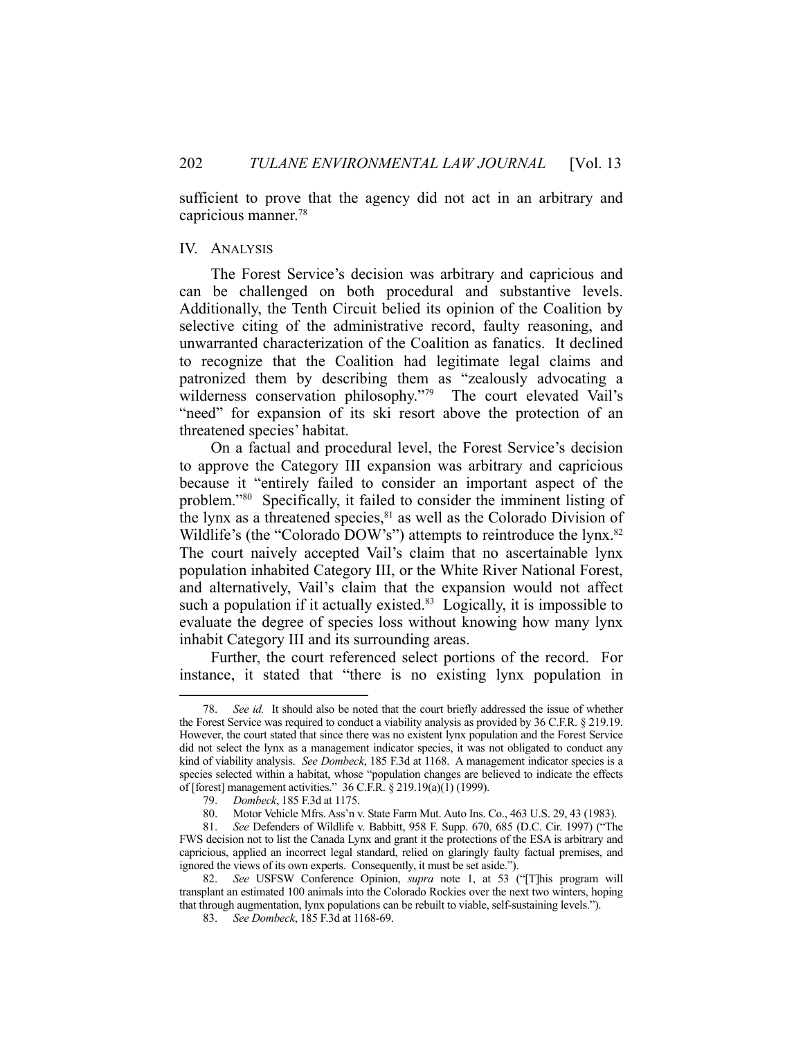sufficient to prove that the agency did not act in an arbitrary and capricious manner.[78]

## IV. ANALYSIS

The Forest Service's decision was arbitrary and capricious and can be challenged on both procedural and substantive levels. Additionally, the Tenth Circuit belied its opinion of the Coalition by selective citing of the administrative record, faulty reasoning, and unwarranted characterization of the Coalition as fanatics. It declined to recognize that the Coalition had legitimate legal claims and patronized them by describing them as "zealously advocating a wilderness conservation philosophy."[79] The court elevated Vail's "need" for expansion of its ski resort above the protection of an threatened species' habitat.

On a factual and procedural level, the Forest Service's decision to approve the Category III expansion was arbitrary and capricious because it "entirely failed to consider an important aspect of the problem."[80] Specifically, it failed to consider the imminent listing of the lynx as a threatened species,[81] as well as the Colorado Division of Wildlife's (the "Colorado DOW's") attempts to reintroduce the lynx.[82] The court naively accepted Vail's claim that no ascertainable lynx population inhabited Category III, or the White River National Forest, and alternatively, Vail's claim that the expansion would not affect such a population if it actually existed.[83] Logically, it is impossible to evaluate the degree of species loss without knowing how many lynx inhabit Category III and its surrounding areas.

Further, the court referenced select portions of the record. For instance, it stated that "there is no existing lynx population in

---

78. *See id.* It should also be noted that the court briefly addressed the issue of whether the Forest Service was required to conduct a viability analysis as provided by 36 C.F.R. § 219.19. However, the court stated that since there was no existent lynx population and the Forest Service did not select the lynx as a management indicator species, it was not obligated to conduct any kind of viability analysis. *See Dombeck*, 185 F.3d at 1168. A management indicator species is a species selected within a habitat, whose "population changes are believed to indicate the effects of [forest] management activities." 36 C.F.R. § 219.19(a)(1) (1999).

79. *Dombeck*, 185 F.3d at 1175.

80. Motor Vehicle Mfrs. Ass'n v. State Farm Mut. Auto Ins. Co., 463 U.S. 29, 43 (1983).

81. *See* Defenders of Wildlife v. Babbitt, 958 F. Supp. 670, 685 (D.C. Cir. 1997) ("The FWS decision not to list the Canada Lynx and grant it the protections of the ESA is arbitrary and capricious, applied an incorrect legal standard, relied on glaringly faulty factual premises, and ignored the views of its own experts. Consequently, it must be set aside.").

82. *See* USFSW Conference Opinion, *supra* note 1, at 53 ("[T]his program will transplant an estimated 100 animals into the Colorado Rockies over the next two winters, hoping that through augmentation, lynx populations can be rebuilt to viable, self-sustaining levels.").

83. *See Dombeck*, 185 F.3d at 1168-69.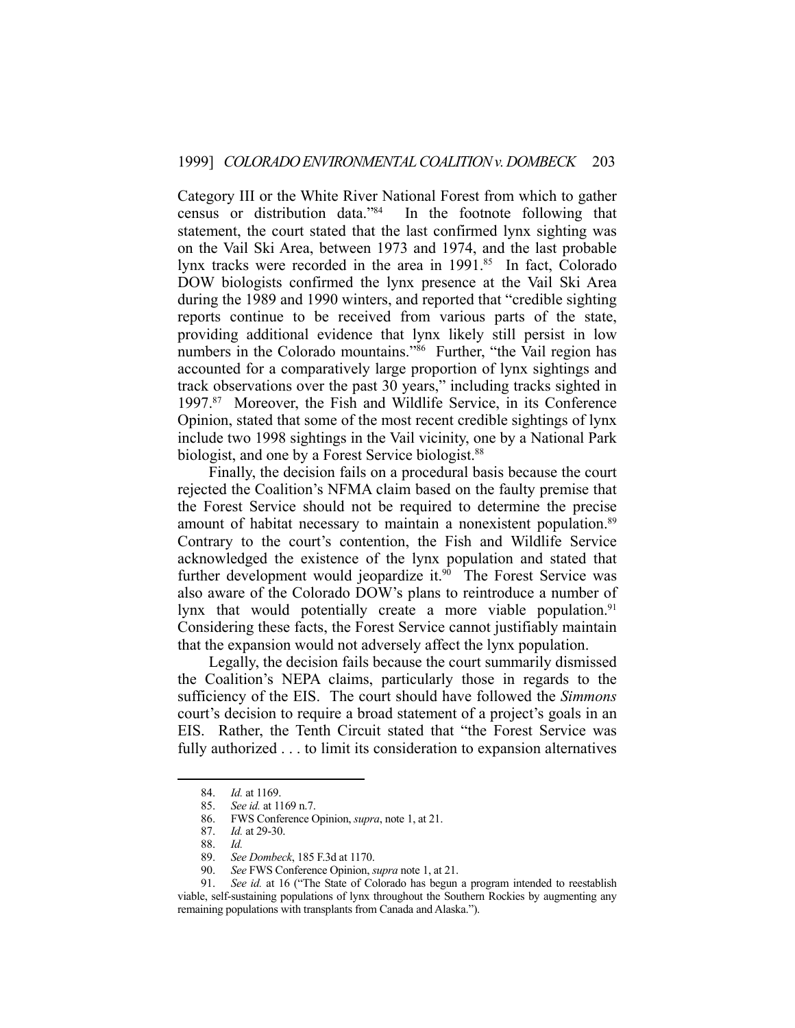Category III or the White River National Forest from which to gather census or distribution data."[84] In the footnote following that statement, the court stated that the last confirmed lynx sighting was on the Vail Ski Area, between 1973 and 1974, and the last probable lynx tracks were recorded in the area in 1991.[85] In fact, Colorado DOW biologists confirmed the lynx presence at the Vail Ski Area during the 1989 and 1990 winters, and reported that "credible sighting reports continue to be received from various parts of the state, providing additional evidence that lynx likely still persist in low numbers in the Colorado mountains."[86] Further, "the Vail region has accounted for a comparatively large proportion of lynx sightings and track observations over the past 30 years," including tracks sighted in 1997.[87] Moreover, the Fish and Wildlife Service, in its Conference Opinion, stated that some of the most recent credible sightings of lynx include two 1998 sightings in the Vail vicinity, one by a National Park biologist, and one by a Forest Service biologist.[88]

Finally, the decision fails on a procedural basis because the court rejected the Coalition's NFMA claim based on the faulty premise that the Forest Service should not be required to determine the precise amount of habitat necessary to maintain a nonexistent population.[89] Contrary to the court's contention, the Fish and Wildlife Service acknowledged the existence of the lynx population and stated that further development would jeopardize it.[90] The Forest Service was also aware of the Colorado DOW's plans to reintroduce a number of lynx that would potentially create a more viable population.[91] Considering these facts, the Forest Service cannot justifiably maintain that the expansion would not adversely affect the lynx population.

Legally, the decision fails because the court summarily dismissed the Coalition's NEPA claims, particularly those in regards to the sufficiency of the EIS. The court should have followed the *Simmons* court's decision to require a broad statement of a project's goals in an EIS. Rather, the Tenth Circuit stated that "the Forest Service was fully authorized . . . to limit its consideration to expansion alternatives

---

84. *Id.* at 1169.
85. *See id.* at 1169 n.7.
86. FWS Conference Opinion, *supra*, note 1, at 21.
87. *Id.* at 29-30.
88. *Id.*
89. *See Dombeck*, 185 F.3d at 1170.
90. *See* FWS Conference Opinion, *supra* note 1, at 21.
91. *See id.* at 16 ("The State of Colorado has begun a program intended to reestablish viable, self-sustaining populations of lynx throughout the Southern Rockies by augmenting any remaining populations with transplants from Canada and Alaska.").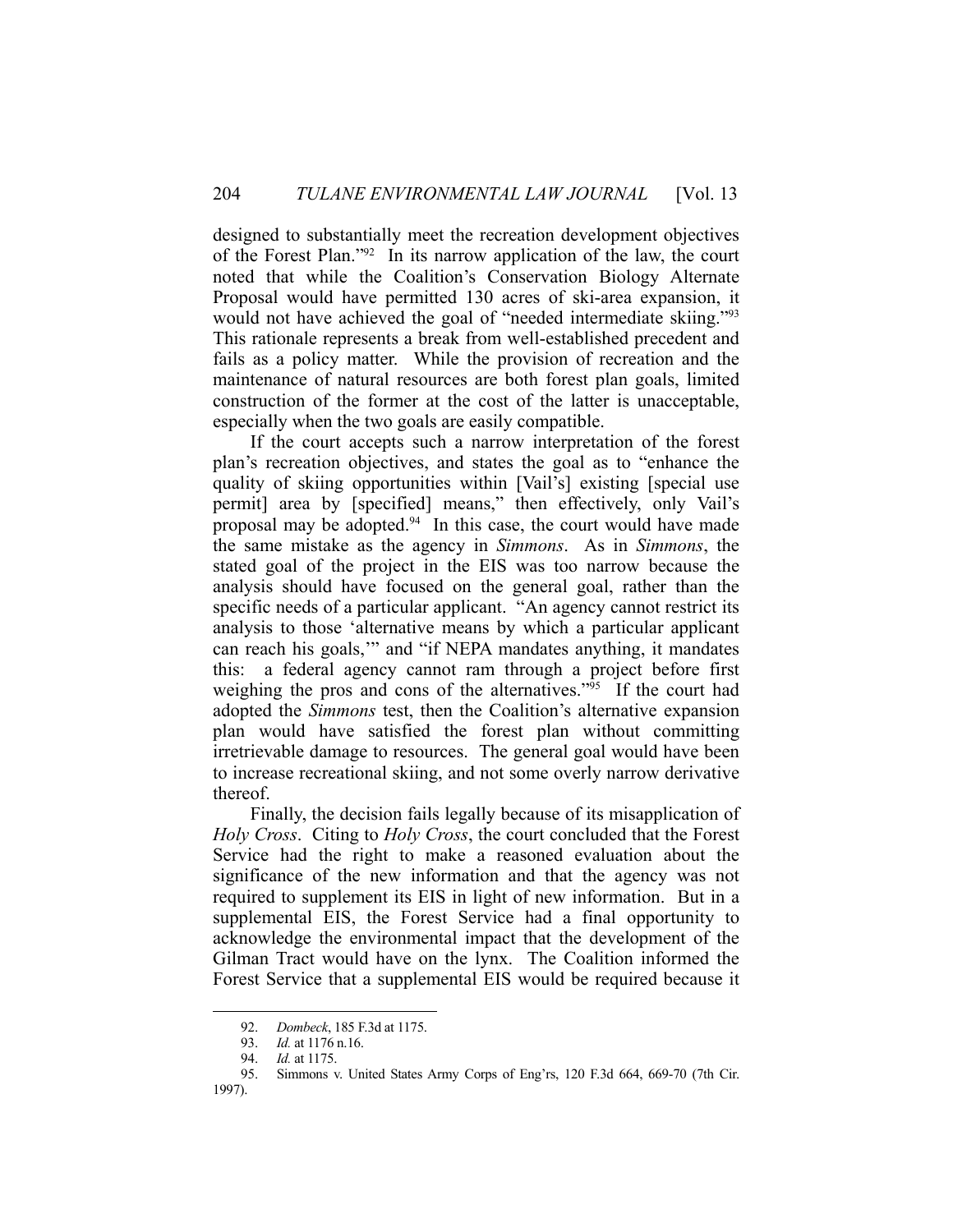designed to substantially meet the recreation development objectives of the Forest Plan."[92] In its narrow application of the law, the court noted that while the Coalition's Conservation Biology Alternate Proposal would have permitted 130 acres of ski-area expansion, it would not have achieved the goal of "needed intermediate skiing."[93] This rationale represents a break from well-established precedent and fails as a policy matter. While the provision of recreation and the maintenance of natural resources are both forest plan goals, limited construction of the former at the cost of the latter is unacceptable, especially when the two goals are easily compatible.

If the court accepts such a narrow interpretation of the forest plan's recreation objectives, and states the goal as to "enhance the quality of skiing opportunities within [Vail's] existing [special use permit] area by [specified] means," then effectively, only Vail's proposal may be adopted.[94] In this case, the court would have made the same mistake as the agency in *Simmons*. As in *Simmons*, the stated goal of the project in the EIS was too narrow because the analysis should have focused on the general goal, rather than the specific needs of a particular applicant. "An agency cannot restrict its analysis to those 'alternative means by which a particular applicant can reach his goals,'" and "if NEPA mandates anything, it mandates this: a federal agency cannot ram through a project before first weighing the pros and cons of the alternatives."[95] If the court had adopted the *Simmons* test, then the Coalition's alternative expansion plan would have satisfied the forest plan without committing irretrievable damage to resources. The general goal would have been to increase recreational skiing, and not some overly narrow derivative thereof.

Finally, the decision fails legally because of its misapplication of *Holy Cross*. Citing to *Holy Cross*, the court concluded that the Forest Service had the right to make a reasoned evaluation about the significance of the new information and that the agency was not required to supplement its EIS in light of new information. But in a supplemental EIS, the Forest Service had a final opportunity to acknowledge the environmental impact that the development of the Gilman Tract would have on the lynx. The Coalition informed the Forest Service that a supplemental EIS would be required because it

---

92. *Dombeck*, 185 F.3d at 1175.

93. *Id.* at 1176 n.16.

94. *Id.* at 1175.

95. Simmons v. United States Army Corps of Eng'rs, 120 F.3d 664, 669-70 (7th Cir. 1997).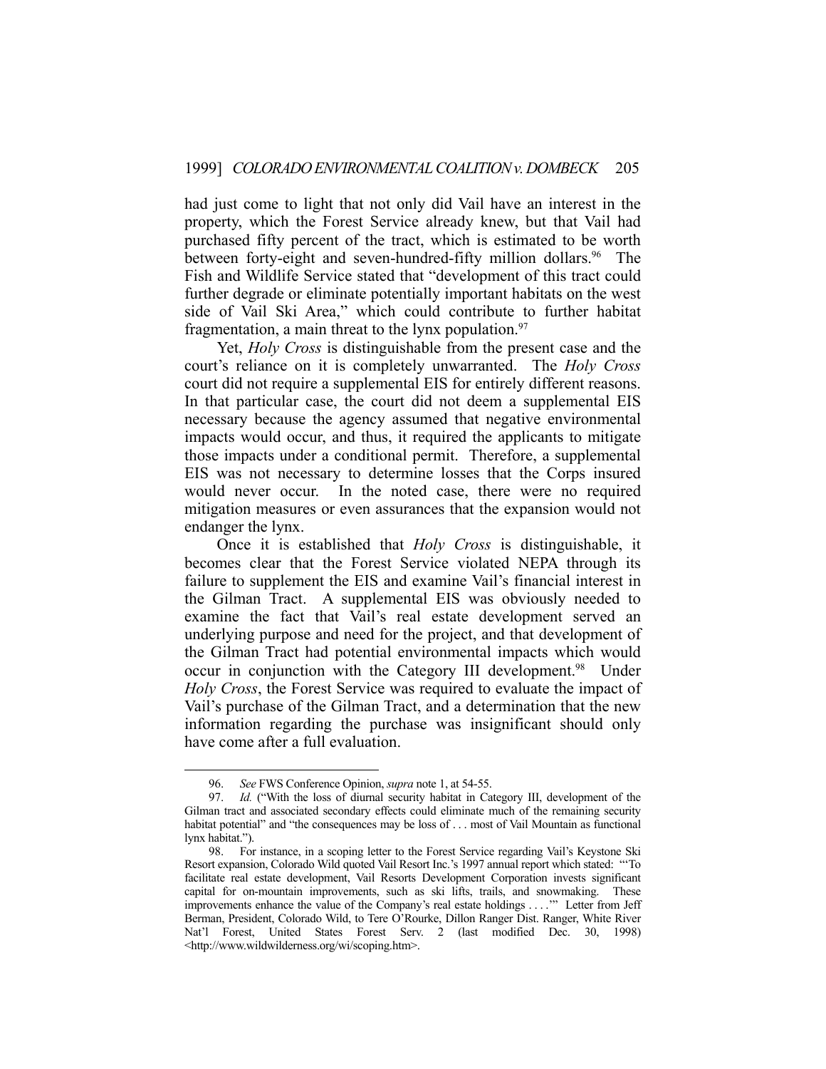had just come to light that not only did Vail have an interest in the property, which the Forest Service already knew, but that Vail had purchased fifty percent of the tract, which is estimated to be worth between forty-eight and seven-hundred-fifty million dollars.[96] The Fish and Wildlife Service stated that "development of this tract could further degrade or eliminate potentially important habitats on the west side of Vail Ski Area," which could contribute to further habitat fragmentation, a main threat to the lynx population.[97]

Yet, *Holy Cross* is distinguishable from the present case and the court's reliance on it is completely unwarranted. The *Holy Cross* court did not require a supplemental EIS for entirely different reasons. In that particular case, the court did not deem a supplemental EIS necessary because the agency assumed that negative environmental impacts would occur, and thus, it required the applicants to mitigate those impacts under a conditional permit. Therefore, a supplemental EIS was not necessary to determine losses that the Corps insured would never occur. In the noted case, there were no required mitigation measures or even assurances that the expansion would not endanger the lynx.

Once it is established that *Holy Cross* is distinguishable, it becomes clear that the Forest Service violated NEPA through its failure to supplement the EIS and examine Vail's financial interest in the Gilman Tract. A supplemental EIS was obviously needed to examine the fact that Vail's real estate development served an underlying purpose and need for the project, and that development of the Gilman Tract had potential environmental impacts which would occur in conjunction with the Category III development.[98] Under *Holy Cross*, the Forest Service was required to evaluate the impact of Vail's purchase of the Gilman Tract, and a determination that the new information regarding the purchase was insignificant should only have come after a full evaluation.

---

96. *See* FWS Conference Opinion, *supra* note 1, at 54-55.

97. *Id.* ("With the loss of diurnal security habitat in Category III, development of the Gilman tract and associated secondary effects could eliminate much of the remaining security habitat potential" and "the consequences may be loss of . . . most of Vail Mountain as functional lynx habitat.").

98. For instance, in a scoping letter to the Forest Service regarding Vail's Keystone Ski Resort expansion, Colorado Wild quoted Vail Resort Inc.'s 1997 annual report which stated: "'To facilitate real estate development, Vail Resorts Development Corporation invests significant capital for on-mountain improvements, such as ski lifts, trails, and snowmaking. These improvements enhance the value of the Company's real estate holdings . . . .'" Letter from Jeff Berman, President, Colorado Wild, to Tere O'Rourke, Dillon Ranger Dist. Ranger, White River Nat'l Forest, United States Forest Serv. 2 (last modified Dec. 30, 1998) <http://www.wildwilderness.org/wi/scoping.htm>.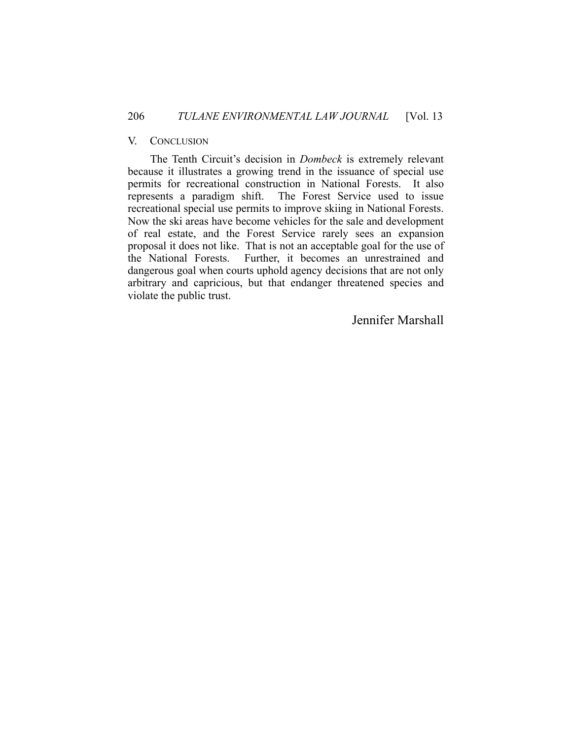## V. Conclusion

The Tenth Circuit's decision in *Dombeck* is extremely relevant because it illustrates a growing trend in the issuance of special use permits for recreational construction in National Forests. It also represents a paradigm shift. The Forest Service used to issue recreational special use permits to improve skiing in National Forests. Now the ski areas have become vehicles for the sale and development of real estate, and the Forest Service rarely sees an expansion proposal it does not like. That is not an acceptable goal for the use of the National Forests. Further, it becomes an unrestrained and dangerous goal when courts uphold agency decisions that are not only arbitrary and capricious, but that endanger threatened species and violate the public trust.

Jennifer Marshall